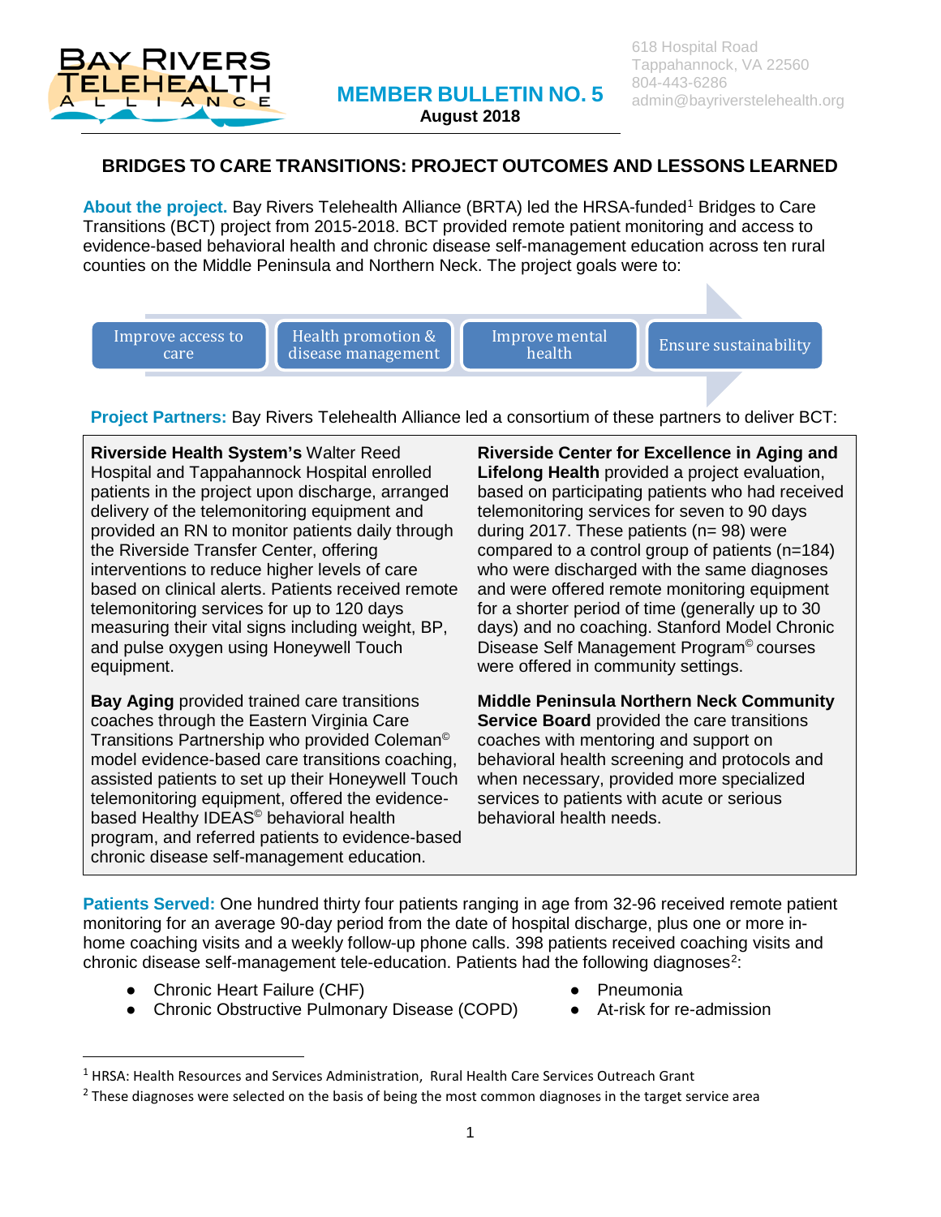618 Hospital Road
Tappahannock, VA 22560
804-443-6286
admin@bayriverstelehealth.org

# MEMBER BULLETIN NO. 5

**August 2018**

## BRIDGES TO CARE TRANSITIONS: PROJECT OUTCOMES AND LESSONS LEARNED

**About the project.** Bay Rivers Telehealth Alliance (BRTA) led the HRSA-funded[1] Bridges to Care Transitions (BCT) project from 2015-2018. BCT provided remote patient monitoring and access to evidence-based behavioral health and chronic disease self-management education across ten rural counties on the Middle Peninsula and Northern Neck. The project goals were to:

- Improve access to care
- Health promotion & disease management
- Improve mental health
- Ensure sustainability

**Project Partners:** Bay Rivers Telehealth Alliance led a consortium of these partners to deliver BCT:

**Riverside Health System's** Walter Reed Hospital and Tappahannock Hospital enrolled patients in the project upon discharge, arranged delivery of the telemonitoring equipment and provided an RN to monitor patients daily through the Riverside Transfer Center, offering interventions to reduce higher levels of care based on clinical alerts. Patients received remote telemonitoring services for up to 120 days measuring their vital signs including weight, BP, and pulse oxygen using Honeywell Touch equipment.

**Bay Aging** provided trained care transitions coaches through the Eastern Virginia Care Transitions Partnership who provided Coleman© model evidence-based care transitions coaching, assisted patients to set up their Honeywell Touch telemonitoring equipment, offered the evidence-based Healthy IDEAS© behavioral health program, and referred patients to evidence-based chronic disease self-management education.

**Riverside Center for Excellence in Aging and Lifelong Health** provided a project evaluation, based on participating patients who had received telemonitoring services for seven to 90 days during 2017. These patients (n= 98) were compared to a control group of patients (n=184) who were discharged with the same diagnoses and were offered remote monitoring equipment for a shorter period of time (generally up to 30 days) and no coaching. Stanford Model Chronic Disease Self Management Program© courses were offered in community settings.

**Middle Peninsula Northern Neck Community Service Board** provided the care transitions coaches with mentoring and support on behavioral health screening and protocols and when necessary, provided more specialized services to patients with acute or serious behavioral health needs.

**Patients Served:** One hundred thirty four patients ranging in age from 32-96 received remote patient monitoring for an average 90-day period from the date of hospital discharge, plus one or more in-home coaching visits and a weekly follow-up phone calls. 398 patients received coaching visits and chronic disease self-management tele-education. Patients had the following diagnoses[2]:

- Chronic Heart Failure (CHF)
- Chronic Obstructive Pulmonary Disease (COPD)
- Pneumonia
- At-risk for re-admission

---

[1] HRSA: Health Resources and Services Administration, Rural Health Care Services Outreach Grant

[2] These diagnoses were selected on the basis of being the most common diagnoses in the target service area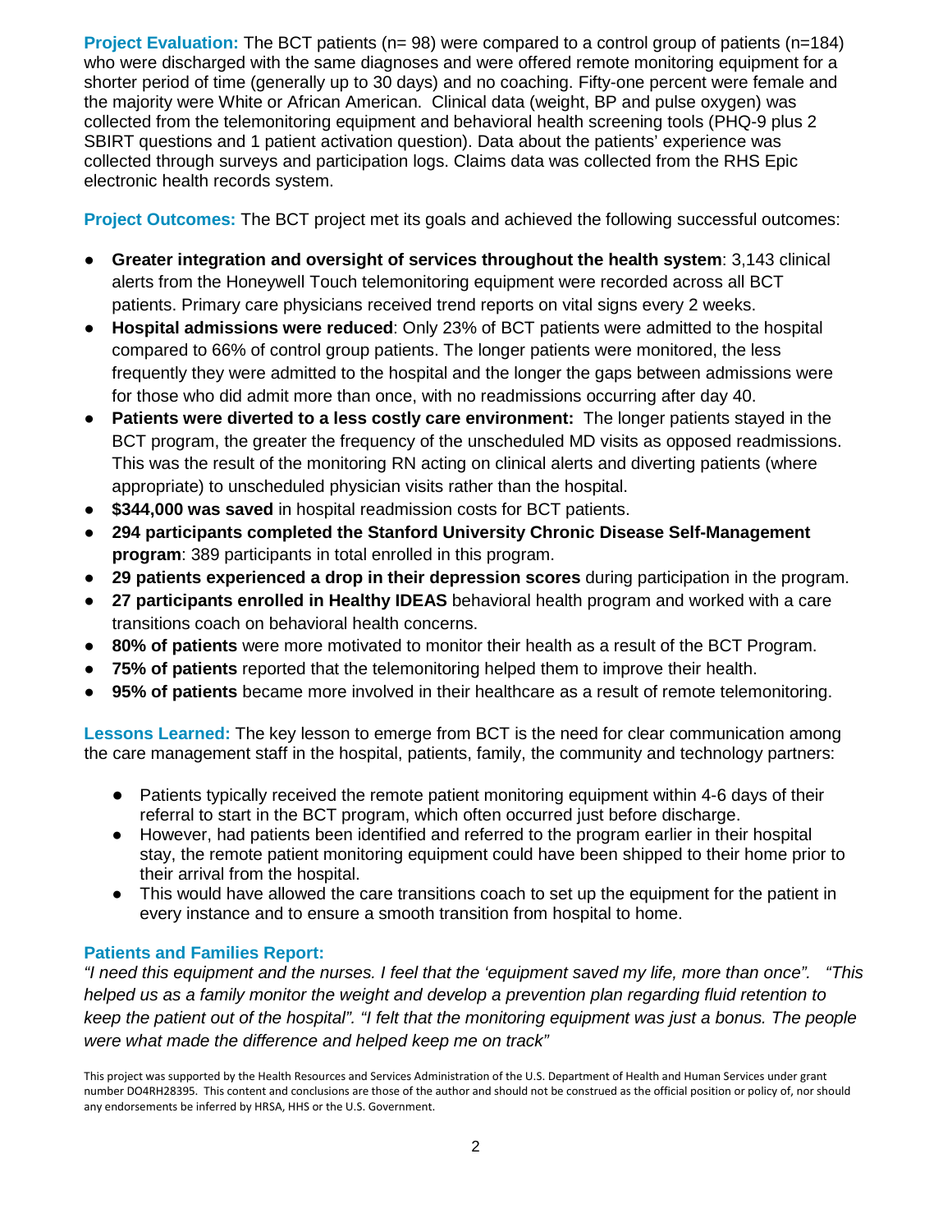**Project Evaluation:** The BCT patients (n= 98) were compared to a control group of patients (n=184) who were discharged with the same diagnoses and were offered remote monitoring equipment for a shorter period of time (generally up to 30 days) and no coaching. Fifty-one percent were female and the majority were White or African American. Clinical data (weight, BP and pulse oxygen) was collected from the telemonitoring equipment and behavioral health screening tools (PHQ-9 plus 2 SBIRT questions and 1 patient activation question). Data about the patients' experience was collected through surveys and participation logs. Claims data was collected from the RHS Epic electronic health records system.

**Project Outcomes:** The BCT project met its goals and achieved the following successful outcomes:

- **Greater integration and oversight of services throughout the health system**: 3,143 clinical alerts from the Honeywell Touch telemonitoring equipment were recorded across all BCT patients. Primary care physicians received trend reports on vital signs every 2 weeks.
- **Hospital admissions were reduced**: Only 23% of BCT patients were admitted to the hospital compared to 66% of control group patients. The longer patients were monitored, the less frequently they were admitted to the hospital and the longer the gaps between admissions were for those who did admit more than once, with no readmissions occurring after day 40.
- **Patients were diverted to a less costly care environment:** The longer patients stayed in the BCT program, the greater the frequency of the unscheduled MD visits as opposed readmissions. This was the result of the monitoring RN acting on clinical alerts and diverting patients (where appropriate) to unscheduled physician visits rather than the hospital.
- **$344,000 was saved** in hospital readmission costs for BCT patients.
- **294 participants completed the Stanford University Chronic Disease Self-Management program**: 389 participants in total enrolled in this program.
- **29 patients experienced a drop in their depression scores** during participation in the program.
- **27 participants enrolled in Healthy IDEAS** behavioral health program and worked with a care transitions coach on behavioral health concerns.
- **80% of patients** were more motivated to monitor their health as a result of the BCT Program.
- **75% of patients** reported that the telemonitoring helped them to improve their health.
- **95% of patients** became more involved in their healthcare as a result of remote telemonitoring.

**Lessons Learned:** The key lesson to emerge from BCT is the need for clear communication among the care management staff in the hospital, patients, family, the community and technology partners:

- Patients typically received the remote patient monitoring equipment within 4-6 days of their referral to start in the BCT program, which often occurred just before discharge.
- However, had patients been identified and referred to the program earlier in their hospital stay, the remote patient monitoring equipment could have been shipped to their home prior to their arrival from the hospital.
- This would have allowed the care transitions coach to set up the equipment for the patient in every instance and to ensure a smooth transition from hospital to home.

**Patients and Families Report:**

*"I need this equipment and the nurses. I feel that the 'equipment saved my life, more than once". "This helped us as a family monitor the weight and develop a prevention plan regarding fluid retention to keep the patient out of the hospital". "I felt that the monitoring equipment was just a bonus. The people were what made the difference and helped keep me on track"*

This project was supported by the Health Resources and Services Administration of the U.S. Department of Health and Human Services under grant number DO4RH28395. This content and conclusions are those of the author and should not be construed as the official position or policy of, nor should any endorsements be inferred by HRSA, HHS or the U.S. Government.